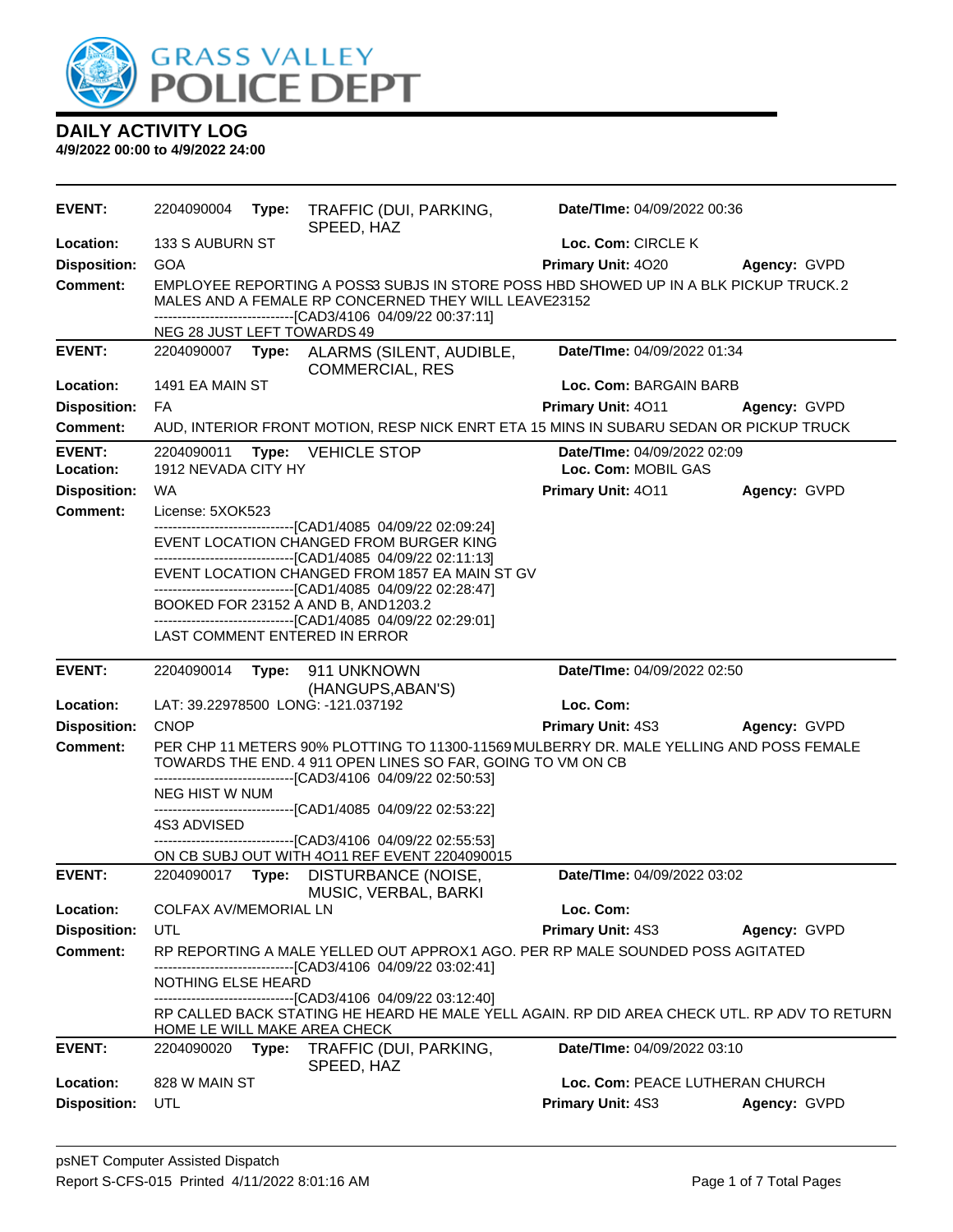# GRASS VALLEY POLICE DEPT

## DAILY ACTIVITY LOG

**4/9/2022 00:00 to 4/9/2022 24:00**

| | | | |
|---|---|---|---|
| **EVENT:** | 2204090004 **Type:** TRAFFIC (DUI, PARKING, SPEED, HAZ | **Date/TIme:** 04/09/2022 00:36 | |
| **Location:** | 133 S AUBURN ST | **Loc. Com:** CIRCLE K | |
| **Disposition:** | GOA | **Primary Unit:** 4O20 | **Agency:** GVPD |
| **Comment:** | EMPLOYEE REPORTING A POSS3 SUBJS IN STORE POSS HBD SHOWED UP IN A BLK PICKUP TRUCK.2 MALES AND A FEMALE RP CONCERNED THEY WILL LEAVE23152<br>------------------------------[CAD3/4106 04/09/22 00:37:11]<br>NEG 28 JUST LEFT TOWARDS 49 | | |

| | | | |
|---|---|---|---|
| **EVENT:** | 2204090007 **Type:** ALARMS (SILENT, AUDIBLE, COMMERCIAL, RES | **Date/TIme:** 04/09/2022 01:34 | |
| **Location:** | 1491 EA MAIN ST | **Loc. Com:** BARGAIN BARB | |
| **Disposition:** | FA | **Primary Unit:** 4O11 | **Agency:** GVPD |
| **Comment:** | AUD, INTERIOR FRONT MOTION, RESP NICK ENRT ETA 15 MINS IN SUBARU SEDAN OR PICKUP TRUCK | | |

| | | | |
|---|---|---|---|
| **EVENT:** | 2204090011 **Type:** VEHICLE STOP | **Date/TIme:** 04/09/2022 02:09 | |
| **Location:** | 1912 NEVADA CITY HY | **Loc. Com:** MOBIL GAS | |
| **Disposition:** | WA | **Primary Unit:** 4O11 | **Agency:** GVPD |
| **Comment:** | License: 5XOK523<br>------------------------------[CAD1/4085 04/09/22 02:09:24]<br>EVENT LOCATION CHANGED FROM BURGER KING<br>------------------------------[CAD1/4085 04/09/22 02:11:13]<br>EVENT LOCATION CHANGED FROM 1857 EA MAIN ST GV<br>------------------------------[CAD1/4085 04/09/22 02:28:47]<br>BOOKED FOR 23152 A AND B, AND1203.2<br>------------------------------[CAD1/4085 04/09/22 02:29:01]<br>LAST COMMENT ENTERED IN ERROR | | |

| | | | |
|---|---|---|---|
| **EVENT:** | 2204090014 **Type:** 911 UNKNOWN (HANGUPS,ABAN'S) | **Date/TIme:** 04/09/2022 02:50 | |
| **Location:** | LAT: 39.22978500 LONG: -121.037192 | **Loc. Com:** | |
| **Disposition:** | CNOP | **Primary Unit:** 4S3 | **Agency:** GVPD |
| **Comment:** | PER CHP 11 METERS 90% PLOTTING TO 11300-11569 MULBERRY DR. MALE YELLING AND POSS FEMALE TOWARDS THE END. 4 911 OPEN LINES SO FAR, GOING TO VM ON CB<br>------------------------------[CAD3/4106 04/09/22 02:50:53]<br>NEG HIST W NUM<br>------------------------------[CAD1/4085 04/09/22 02:53:22]<br>4S3 ADVISED<br>------------------------------[CAD3/4106 04/09/22 02:55:53]<br>ON CB SUBJ OUT WITH 4O11 REF EVENT 2204090015 | | |

| | | | |
|---|---|---|---|
| **EVENT:** | 2204090017 **Type:** DISTURBANCE (NOISE, MUSIC, VERBAL, BARKI | **Date/TIme:** 04/09/2022 03:02 | |
| **Location:** | COLFAX AV/MEMORIAL LN | **Loc. Com:** | |
| **Disposition:** | UTL | **Primary Unit:** 4S3 | **Agency:** GVPD |
| **Comment:** | RP REPORTING A MALE YELLED OUT APPROX1 AGO. PER RP MALE SOUNDED POSS AGITATED<br>------------------------------[CAD3/4106 04/09/22 03:02:41]<br>NOTHING ELSE HEARD<br>------------------------------[CAD3/4106 04/09/22 03:12:40]<br>RP CALLED BACK STATING HE HEARD HE MALE YELL AGAIN. RP DID AREA CHECK UTL. RP ADV TO RETURN HOME LE WILL MAKE AREA CHECK | | |

| | | | |
|---|---|---|---|
| **EVENT:** | 2204090020 **Type:** TRAFFIC (DUI, PARKING, SPEED, HAZ | **Date/TIme:** 04/09/2022 03:10 | |
| **Location:** | 828 W MAIN ST | **Loc. Com:** PEACE LUTHERAN CHURCH | |
| **Disposition:** | UTL | **Primary Unit:** 4S3 | **Agency:** GVPD |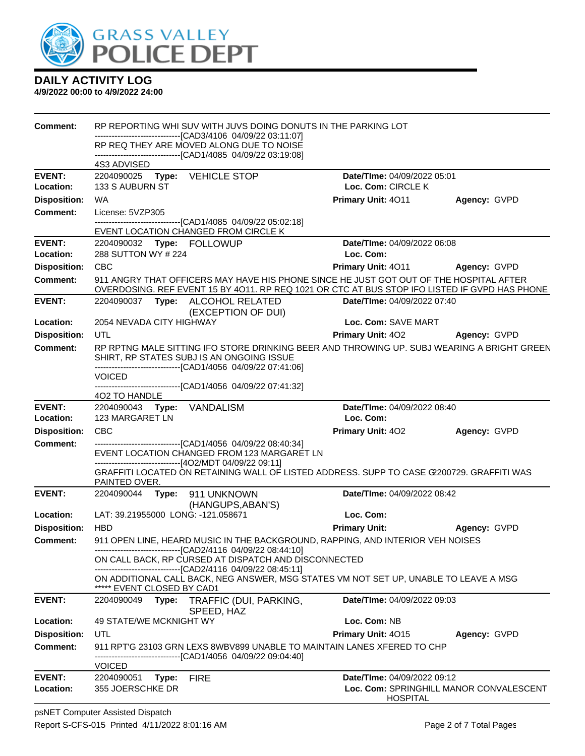# GRASS VALLEY POLICE DEPT

## DAILY ACTIVITY LOG

**4/9/2022 00:00 to 4/9/2022 24:00**

**Comment:** RP REPORTING WHI SUV WITH JUVS DOING DONUTS IN THE PARKING LOT
------------------------------[CAD3/4106 04/09/22 03:11:07]
RP REQ THEY ARE MOVED ALONG DUE TO NOISE
------------------------------[CAD1/4085 04/09/22 03:19:08]
4S3 ADVISED

---

**EVENT:** 2204090025 **Type:** VEHICLE STOP — **Date/TIme:** 04/09/2022 05:01
**Location:** 133 S AUBURN ST — **Loc. Com:** CIRCLE K
**Disposition:** WA — **Primary Unit:** 4O11 — **Agency:** GVPD
**Comment:** License: 5VZP305
------------------------------[CAD1/4085 04/09/22 05:02:18]
EVENT LOCATION CHANGED FROM CIRCLE K

---

**EVENT:** 2204090032 **Type:** FOLLOWUP — **Date/TIme:** 04/09/2022 06:08
**Location:** 288 SUTTON WY # 224 — **Loc. Com:**
**Disposition:** CBC — **Primary Unit:** 4O11 — **Agency:** GVPD
**Comment:** 911 ANGRY THAT OFFICERS MAY HAVE HIS PHONE SINCE HE JUST GOT OUT OF THE HOSPITAL AFTER OVERDOSING. REF EVENT 15 BY 4O11. RP REQ 1021 OR CTC AT BUS STOP IFO LISTED IF GVPD HAS PHONE

---

**EVENT:** 2204090037 **Type:** ALCOHOL RELATED (EXCEPTION OF DUI) — **Date/TIme:** 04/09/2022 07:40
**Location:** 2054 NEVADA CITY HIGHWAY — **Loc. Com:** SAVE MART
**Disposition:** UTL — **Primary Unit:** 4O2 — **Agency:** GVPD
**Comment:** RP RPTNG MALE SITTING IFO STORE DRINKING BEER AND THROWING UP. SUBJ WEARING A BRIGHT GREEN SHIRT, RP STATES SUBJ IS AN ONGOING ISSUE
------------------------------[CAD1/4056 04/09/22 07:41:06]
VOICED
------------------------------[CAD1/4056 04/09/22 07:41:32]
4O2 TO HANDLE

---

**EVENT:** 2204090043 **Type:** VANDALISM — **Date/TIme:** 04/09/2022 08:40
**Location:** 123 MARGARET LN — **Loc. Com:**
**Disposition:** CBC — **Primary Unit:** 4O2 — **Agency:** GVPD
**Comment:**
------------------------------[CAD1/4056 04/09/22 08:40:34]
EVENT LOCATION CHANGED FROM 123 MARGARET LN
------------------------------[4O2/MDT 04/09/22 09:11]
GRAFFITI LOCATED ON RETAINING WALL OF LISTED ADDRESS. SUPP TO CASE G2200729. GRAFFITI WAS PAINTED OVER.

---

**EVENT:** 2204090044 **Type:** 911 UNKNOWN (HANGUPS,ABAN'S) — **Date/TIme:** 04/09/2022 08:42
**Location:** LAT: 39.21955000 LONG: -121.058671 — **Loc. Com:**
**Disposition:** HBD — **Primary Unit:** — **Agency:** GVPD
**Comment:** 911 OPEN LINE, HEARD MUSIC IN THE BACKGROUND, RAPPING, AND INTERIOR VEH NOISES
------------------------------[CAD2/4116 04/09/22 08:44:10]
ON CALL BACK, RP CURSED AT DISPATCH AND DISCONNECTED
------------------------------[CAD2/4116 04/09/22 08:45:11]
ON ADDITIONAL CALL BACK, NEG ANSWER, MSG STATES VM NOT SET UP, UNABLE TO LEAVE A MSG
***** EVENT CLOSED BY CAD1

---

**EVENT:** 2204090049 **Type:** TRAFFIC (DUI, PARKING, SPEED, HAZ — **Date/TIme:** 04/09/2022 09:03
**Location:** 49 STATE/WE MCKNIGHT WY — **Loc. Com:** NB
**Disposition:** UTL — **Primary Unit:** 4O15 — **Agency:** GVPD
**Comment:** 911 RPT'G 23103 GRN LEXS 8WBV899 UNABLE TO MAINTAIN LANES XFERED TO CHP
------------------------------[CAD1/4056 04/09/22 09:04:40]
VOICED

---

**EVENT:** 2204090051 **Type:** FIRE — **Date/TIme:** 04/09/2022 09:12
**Location:** 355 JOERSCHKE DR — **Loc. Com:** SPRINGHILL MANOR CONVALESCENT HOSPITAL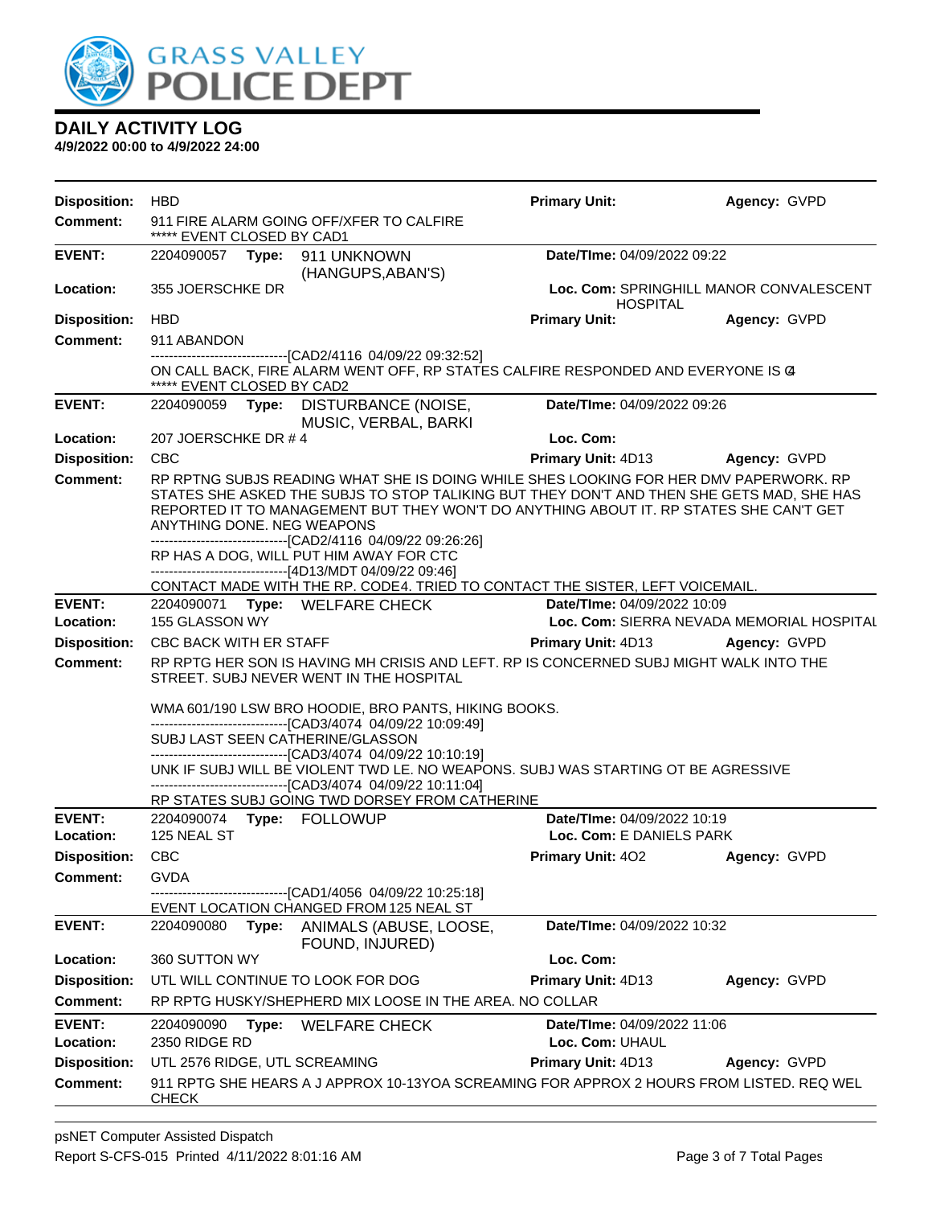# DAILY ACTIVITY LOG

**4/9/2022 00:00 to 4/9/2022 24:00**

**Disposition:** HBD **Primary Unit:** **Agency:** GVPD

**Comment:** 911 FIRE ALARM GOING OFF/XFER TO CALFIRE
***** EVENT CLOSED BY CAD1

---

**EVENT:** 2204090057 **Type:** 911 UNKNOWN (HANGUPS,ABAN'S) **Date/TIme:** 04/09/2022 09:22

**Location:** 355 JOERSCHKE DR **Loc. Com:** SPRINGHILL MANOR CONVALESCENT HOSPITAL

**Disposition:** HBD **Primary Unit:** **Agency:** GVPD

**Comment:** 911 ABANDON
------------------------------[CAD2/4116 04/09/22 09:32:52]
ON CALL BACK, FIRE ALARM WENT OFF, RP STATES CALFIRE RESPONDED AND EVERYONE IS C4
***** EVENT CLOSED BY CAD2

---

**EVENT:** 2204090059 **Type:** DISTURBANCE (NOISE, MUSIC, VERBAL, BARKI **Date/TIme:** 04/09/2022 09:26

**Location:** 207 JOERSCHKE DR # 4 **Loc. Com:**

**Disposition:** CBC **Primary Unit:** 4D13 **Agency:** GVPD

**Comment:** RP RPTNG SUBJS READING WHAT SHE IS DOING WHILE SHES LOOKING FOR HER DMV PAPERWORK. RP STATES SHE ASKED THE SUBJS TO STOP TALIKING BUT THEY DON'T AND THEN SHE GETS MAD, SHE HAS REPORTED IT TO MANAGEMENT BUT THEY WON'T DO ANYTHING ABOUT IT. RP STATES SHE CAN'T GET ANYTHING DONE. NEG WEAPONS
------------------------------[CAD2/4116 04/09/22 09:26:26]
RP HAS A DOG, WILL PUT HIM AWAY FOR CTC
------------------------------[4D13/MDT 04/09/22 09:46]
CONTACT MADE WITH THE RP. CODE4. TRIED TO CONTACT THE SISTER, LEFT VOICEMAIL.

---

**EVENT:** 2204090071 **Type:** WELFARE CHECK **Date/TIme:** 04/09/2022 10:09

**Location:** 155 GLASSON WY **Loc. Com:** SIERRA NEVADA MEMORIAL HOSPITAL

**Disposition:** CBC BACK WITH ER STAFF **Primary Unit:** 4D13 **Agency:** GVPD

**Comment:** RP RPTG HER SON IS HAVING MH CRISIS AND LEFT. RP IS CONCERNED SUBJ MIGHT WALK INTO THE STREET. SUBJ NEVER WENT IN THE HOSPITAL

WMA 601/190 LSW BRO HOODIE, BRO PANTS, HIKING BOOKS.
------------------------------[CAD3/4074 04/09/22 10:09:49]
SUBJ LAST SEEN CATHERINE/GLASSON
------------------------------[CAD3/4074 04/09/22 10:10:19]
UNK IF SUBJ WILL BE VIOLENT TWD LE. NO WEAPONS. SUBJ WAS STARTING OT BE AGRESSIVE
------------------------------[CAD3/4074 04/09/22 10:11:04]
RP STATES SUBJ GOING TWD DORSEY FROM CATHERINE

---

**EVENT:** 2204090074 **Type:** FOLLOWUP **Date/TIme:** 04/09/2022 10:19

**Location:** 125 NEAL ST **Loc. Com:** E DANIELS PARK

**Disposition:** CBC **Primary Unit:** 4O2 **Agency:** GVPD

**Comment:** GVDA
------------------------------[CAD1/4056 04/09/22 10:25:18]
EVENT LOCATION CHANGED FROM 125 NEAL ST

---

**EVENT:** 2204090080 **Type:** ANIMALS (ABUSE, LOOSE, FOUND, INJURED) **Date/TIme:** 04/09/2022 10:32

**Location:** 360 SUTTON WY **Loc. Com:**

**Disposition:** UTL WILL CONTINUE TO LOOK FOR DOG **Primary Unit:** 4D13 **Agency:** GVPD

**Comment:** RP RPTG HUSKY/SHEPHERD MIX LOOSE IN THE AREA. NO COLLAR

---

**EVENT:** 2204090090 **Type:** WELFARE CHECK **Date/TIme:** 04/09/2022 11:06

**Location:** 2350 RIDGE RD **Loc. Com:** UHAUL

**Disposition:** UTL 2576 RIDGE, UTL SCREAMING **Primary Unit:** 4D13 **Agency:** GVPD

**Comment:** 911 RPTG SHE HEARS A J APPROX 10-13YOA SCREAMING FOR APPROX 2 HOURS FROM LISTED. REQ WEL CHECK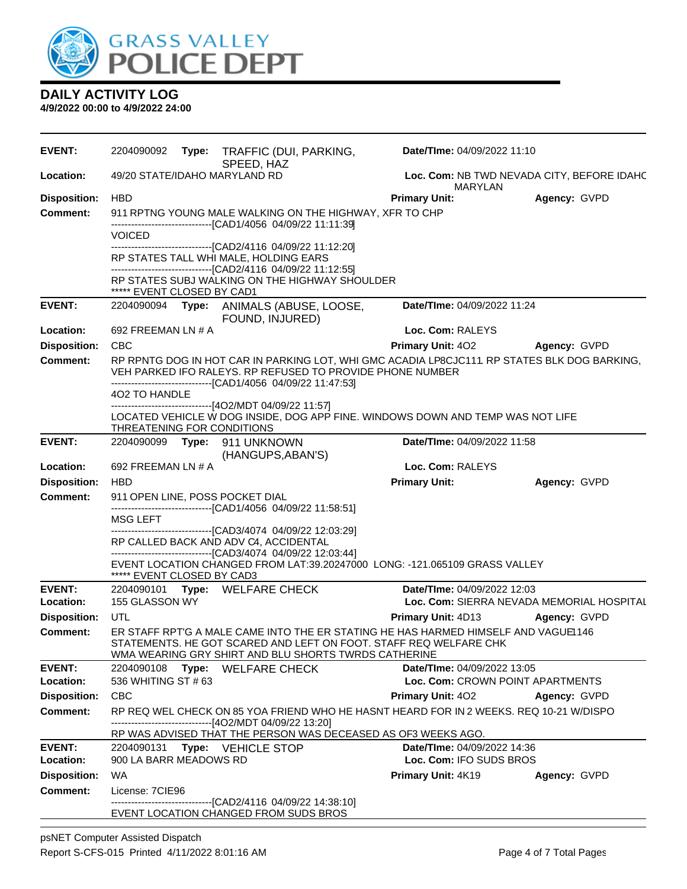# GRASS VALLEY POLICE DEPT

## DAILY ACTIVITY LOG

**4/9/2022 00:00 to 4/9/2022 24:00**

---

**EVENT:** 2204090092 **Type:** TRAFFIC (DUI, PARKING, SPEED, HAZ **Date/TIme:** 04/09/2022 11:10
**Location:** 49/20 STATE/IDAHO MARYLAND RD **Loc. Com:** NB TWD NEVADA CITY, BEFORE IDAHO MARYLAN
**Disposition:** HBD **Primary Unit:** **Agency:** GVPD
**Comment:** 911 RPTNG YOUNG MALE WALKING ON THE HIGHWAY, XFR TO CHP
------------------------------[CAD1/4056 04/09/22 11:11:39]
VOICED
------------------------------[CAD2/4116 04/09/22 11:12:20]
RP STATES TALL WHI MALE, HOLDING EARS
------------------------------[CAD2/4116 04/09/22 11:12:55]
RP STATES SUBJ WALKING ON THE HIGHWAY SHOULDER
***** EVENT CLOSED BY CAD1

---

**EVENT:** 2204090094 **Type:** ANIMALS (ABUSE, LOOSE, FOUND, INJURED) **Date/TIme:** 04/09/2022 11:24
**Location:** 692 FREEMAN LN # A **Loc. Com:** RALEYS
**Disposition:** CBC **Primary Unit:** 4O2 **Agency:** GVPD
**Comment:** RP RPNTG DOG IN HOT CAR IN PARKING LOT, WHI GMC ACADIA LP8CJC111. RP STATES BLK DOG BARKING, VEH PARKED IFO RALEYS. RP REFUSED TO PROVIDE PHONE NUMBER
------------------------------[CAD1/4056 04/09/22 11:47:53]
4O2 TO HANDLE
------------------------------[4O2/MDT 04/09/22 11:57]
LOCATED VEHICLE W DOG INSIDE, DOG APP FINE. WINDOWS DOWN AND TEMP WAS NOT LIFE THREATENING FOR CONDITIONS

---

**EVENT:** 2204090099 **Type:** 911 UNKNOWN (HANGUPS,ABAN'S) **Date/TIme:** 04/09/2022 11:58
**Location:** 692 FREEMAN LN # A **Loc. Com:** RALEYS
**Disposition:** HBD **Primary Unit:** **Agency:** GVPD
**Comment:** 911 OPEN LINE, POSS POCKET DIAL
------------------------------[CAD1/4056 04/09/22 11:58:51]
MSG LEFT
------------------------------[CAD3/4074 04/09/22 12:03:29]
RP CALLED BACK AND ADV C4, ACCIDENTAL
------------------------------[CAD3/4074 04/09/22 12:03:44]
EVENT LOCATION CHANGED FROM LAT:39.20247000 LONG: -121.065109 GRASS VALLEY
***** EVENT CLOSED BY CAD3

---

**EVENT:** 2204090101 **Type:** WELFARE CHECK **Date/TIme:** 04/09/2022 12:03
**Location:** 155 GLASSON WY **Loc. Com:** SIERRA NEVADA MEMORIAL HOSPITAL
**Disposition:** UTL **Primary Unit:** 4D13 **Agency:** GVPD
**Comment:** ER STAFF RPT'G A MALE CAME INTO THE ER STATING HE HAS HARMED HIMSELF AND VAGUE1146 STATEMENTS. HE GOT SCARED AND LEFT ON FOOT. STAFF REQ WELFARE CHK WMA WEARING GRY SHIRT AND BLU SHORTS TWRDS CATHERINE

---

**EVENT:** 2204090108 **Type:** WELFARE CHECK **Date/TIme:** 04/09/2022 13:05
**Location:** 536 WHITING ST # 63 **Loc. Com:** CROWN POINT APARTMENTS
**Disposition:** CBC **Primary Unit:** 4O2 **Agency:** GVPD
**Comment:** RP REQ WEL CHECK ON 85 YOA FRIEND WHO HE HASNT HEARD FOR IN 2 WEEKS. REQ 10-21 W/DISPO
------------------------------[4O2/MDT 04/09/22 13:20]
RP WAS ADVISED THAT THE PERSON WAS DECEASED AS OF3 WEEKS AGO.

---

**EVENT:** 2204090131 **Type:** VEHICLE STOP **Date/TIme:** 04/09/2022 14:36
**Location:** 900 LA BARR MEADOWS RD **Loc. Com:** IFO SUDS BROS
**Disposition:** WA **Primary Unit:** 4K19 **Agency:** GVPD
**Comment:** License: 7CIE96
------------------------------[CAD2/4116 04/09/22 14:38:10]
EVENT LOCATION CHANGED FROM SUDS BROS

---

psNET Computer Assisted Dispatch
Report S-CFS-015 Printed 4/11/2022 8:01:16 AM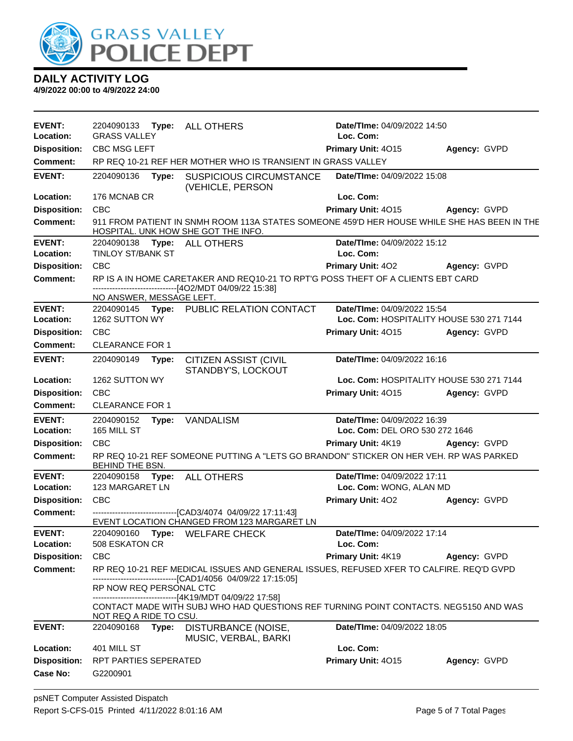# GRASS VALLEY POLICE DEPT

## DAILY ACTIVITY LOG

**4/9/2022 00:00 to 4/9/2022 24:00**

---

**EVENT:** 2204090133 **Type:** ALL OTHERS **Date/TIme:** 04/09/2022 14:50
**Location:** GRASS VALLEY **Loc. Com:**
**Disposition:** CBC MSG LEFT **Primary Unit:** 4O15 **Agency:** GVPD
**Comment:** RP REQ 10-21 REF HER MOTHER WHO IS TRANSIENT IN GRASS VALLEY

---

**EVENT:** 2204090136 **Type:** SUSPICIOUS CIRCUMSTANCE (VEHICLE, PERSON **Date/TIme:** 04/09/2022 15:08
**Location:** 176 MCNAB CR **Loc. Com:**
**Disposition:** CBC **Primary Unit:** 4O15 **Agency:** GVPD
**Comment:** 911 FROM PATIENT IN SNMH ROOM 113A STATES SOMEONE 459'D HER HOUSE WHILE SHE HAS BEEN IN THE HOSPITAL. UNK HOW SHE GOT THE INFO.

---

**EVENT:** 2204090138 **Type:** ALL OTHERS **Date/TIme:** 04/09/2022 15:12
**Location:** TINLOY ST/BANK ST **Loc. Com:**
**Disposition:** CBC **Primary Unit:** 4O2 **Agency:** GVPD
**Comment:** RP IS A IN HOME CARETAKER AND REQ10-21 TO RPT'G POSS THEFT OF A CLIENTS EBT CARD
------------------------------[4O2/MDT 04/09/22 15:38]
NO ANSWER, MESSAGE LEFT.

---

**EVENT:** 2204090145 **Type:** PUBLIC RELATION CONTACT **Date/TIme:** 04/09/2022 15:54
**Location:** 1262 SUTTON WY **Loc. Com:** HOSPITALITY HOUSE 530 271 7144
**Disposition:** CBC **Primary Unit:** 4O15 **Agency:** GVPD
**Comment:** CLEARANCE FOR 1

---

**EVENT:** 2204090149 **Type:** CITIZEN ASSIST (CIVIL STANDBY'S, LOCKOUT **Date/TIme:** 04/09/2022 16:16
**Location:** 1262 SUTTON WY **Loc. Com:** HOSPITALITY HOUSE 530 271 7144
**Disposition:** CBC **Primary Unit:** 4O15 **Agency:** GVPD
**Comment:** CLEARANCE FOR 1

---

**EVENT:** 2204090152 **Type:** VANDALISM **Date/TIme:** 04/09/2022 16:39
**Location:** 165 MILL ST **Loc. Com:** DEL ORO 530 272 1646
**Disposition:** CBC **Primary Unit:** 4K19 **Agency:** GVPD
**Comment:** RP REQ 10-21 REF SOMEONE PUTTING A "LETS GO BRANDON" STICKER ON HER VEH. RP WAS PARKED BEHIND THE BSN.

---

**EVENT:** 2204090158 **Type:** ALL OTHERS **Date/TIme:** 04/09/2022 17:11
**Location:** 123 MARGARET LN **Loc. Com:** WONG, ALAN MD
**Disposition:** CBC **Primary Unit:** 4O2 **Agency:** GVPD
**Comment:** ------------------------------[CAD3/4074 04/09/22 17:11:43]
EVENT LOCATION CHANGED FROM 123 MARGARET LN

---

**EVENT:** 2204090160 **Type:** WELFARE CHECK **Date/TIme:** 04/09/2022 17:14
**Location:** 508 ESKATON CR **Loc. Com:**
**Disposition:** CBC **Primary Unit:** 4K19 **Agency:** GVPD
**Comment:** RP REQ 10-21 REF MEDICAL ISSUES AND GENERAL ISSUES, REFUSED XFER TO CALFIRE. REQ'D GVPD
------------------------------[CAD1/4056 04/09/22 17:15:05]
RP NOW REQ PERSONAL CTC
------------------------------[4K19/MDT 04/09/22 17:58]
CONTACT MADE WITH SUBJ WHO HAD QUESTIONS REF TURNING POINT CONTACTS. NEG5150 AND WAS NOT REQ A RIDE TO CSU.

---

**EVENT:** 2204090168 **Type:** DISTURBANCE (NOISE, MUSIC, VERBAL, BARKI **Date/TIme:** 04/09/2022 18:05
**Location:** 401 MILL ST **Loc. Com:**
**Disposition:** RPT PARTIES SEPERATED **Primary Unit:** 4O15 **Agency:** GVPD
**Case No:** G2200901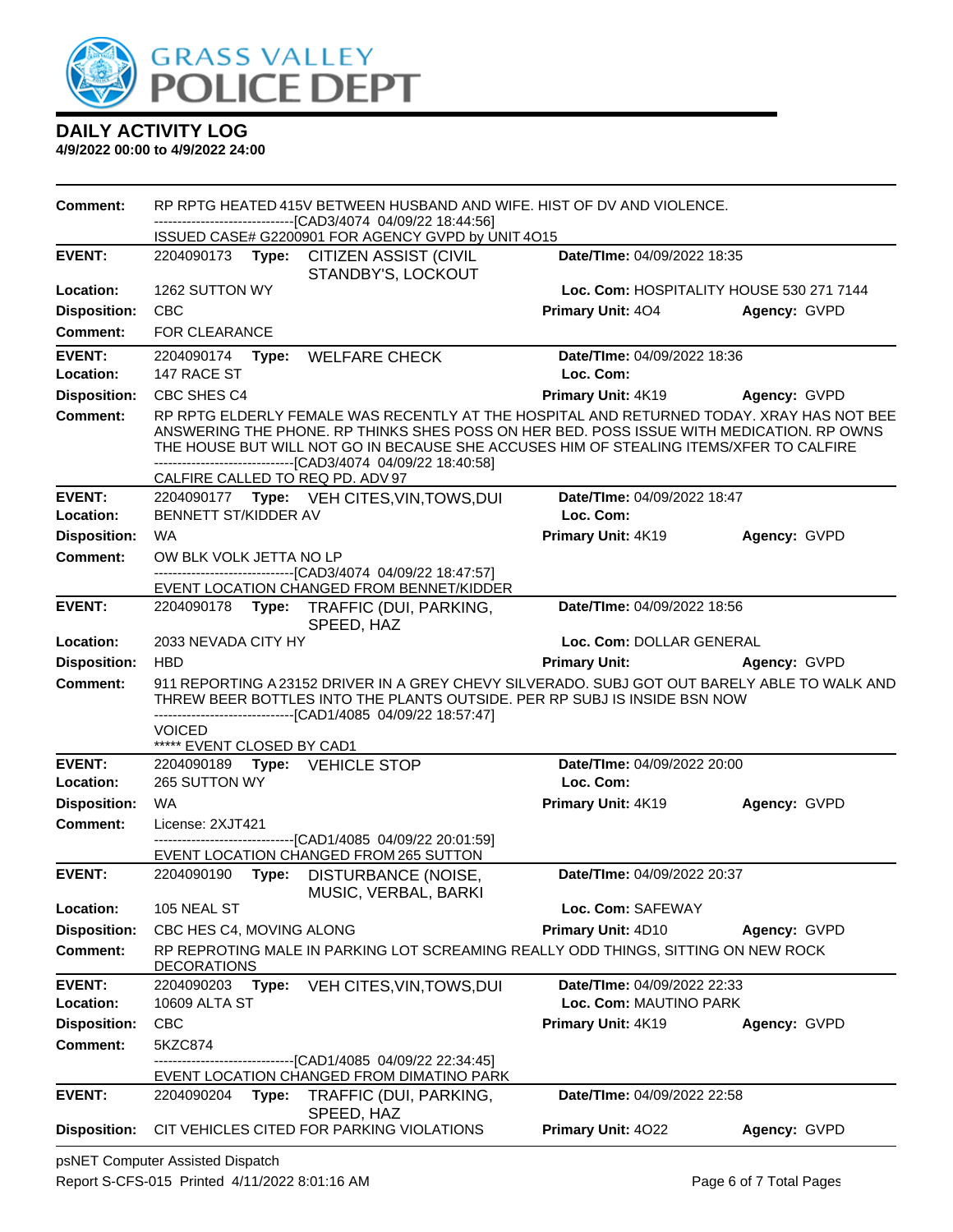# DAILY ACTIVITY LOG

**4/9/2022 00:00 to 4/9/2022 24:00**

**Comment:** RP RPTG HEATED 415V BETWEEN HUSBAND AND WIFE. HIST OF DV AND VIOLENCE.
------------------------------[CAD3/4074 04/09/22 18:44:56]
ISSUED CASE# G2200901 FOR AGENCY GVPD by UNIT 4O15

---

**EVENT:** 2204090173 **Type:** CITIZEN ASSIST (CIVIL STANDBY'S, LOCKOUT **Date/TIme:** 04/09/2022 18:35
**Location:** 1262 SUTTON WY **Loc. Com:** HOSPITALITY HOUSE 530 271 7144
**Disposition:** CBC **Primary Unit:** 4O4 **Agency:** GVPD
**Comment:** FOR CLEARANCE

---

**EVENT:** 2204090174 **Type:** WELFARE CHECK **Date/TIme:** 04/09/2022 18:36
**Location:** 147 RACE ST **Loc. Com:**
**Disposition:** CBC SHES C4 **Primary Unit:** 4K19 **Agency:** GVPD
**Comment:** RP RPTG ELDERLY FEMALE WAS RECENTLY AT THE HOSPITAL AND RETURNED TODAY. XRAY HAS NOT BEE ANSWERING THE PHONE. RP THINKS SHES POSS ON HER BED. POSS ISSUE WITH MEDICATION. RP OWNS THE HOUSE BUT WILL NOT GO IN BECAUSE SHE ACCUSES HIM OF STEALING ITEMS/XFER TO CALFIRE
------------------------------[CAD3/4074 04/09/22 18:40:58]
CALFIRE CALLED TO REQ PD. ADV 97

---

**EVENT:** 2204090177 **Type:** VEH CITES,VIN,TOWS,DUI **Date/TIme:** 04/09/2022 18:47
**Location:** BENNETT ST/KIDDER AV **Loc. Com:**
**Disposition:** WA **Primary Unit:** 4K19 **Agency:** GVPD
**Comment:** OW BLK VOLK JETTA NO LP
------------------------------[CAD3/4074 04/09/22 18:47:57]
EVENT LOCATION CHANGED FROM BENNET/KIDDER

---

**EVENT:** 2204090178 **Type:** TRAFFIC (DUI, PARKING, SPEED, HAZ **Date/TIme:** 04/09/2022 18:56
**Location:** 2033 NEVADA CITY HY **Loc. Com:** DOLLAR GENERAL
**Disposition:** HBD **Primary Unit:** **Agency:** GVPD
**Comment:** 911 REPORTING A 23152 DRIVER IN A GREY CHEVY SILVERADO. SUBJ GOT OUT BARELY ABLE TO WALK AND THREW BEER BOTTLES INTO THE PLANTS OUTSIDE. PER RP SUBJ IS INSIDE BSN NOW
------------------------------[CAD1/4085 04/09/22 18:57:47]
VOICED
***** EVENT CLOSED BY CAD1

---

**EVENT:** 2204090189 **Type:** VEHICLE STOP **Date/TIme:** 04/09/2022 20:00
**Location:** 265 SUTTON WY **Loc. Com:**
**Disposition:** WA **Primary Unit:** 4K19 **Agency:** GVPD
**Comment:** License: 2XJT421
------------------------------[CAD1/4085 04/09/22 20:01:59]
EVENT LOCATION CHANGED FROM 265 SUTTON

---

**EVENT:** 2204090190 **Type:** DISTURBANCE (NOISE, MUSIC, VERBAL, BARKI **Date/TIme:** 04/09/2022 20:37
**Location:** 105 NEAL ST **Loc. Com:** SAFEWAY
**Disposition:** CBC HES C4, MOVING ALONG **Primary Unit:** 4D10 **Agency:** GVPD
**Comment:** RP REPROTING MALE IN PARKING LOT SCREAMING REALLY ODD THINGS, SITTING ON NEW ROCK DECORATIONS

---

**EVENT:** 2204090203 **Type:** VEH CITES,VIN,TOWS,DUI **Date/TIme:** 04/09/2022 22:33
**Location:** 10609 ALTA ST **Loc. Com:** MAUTINO PARK
**Disposition:** CBC **Primary Unit:** 4K19 **Agency:** GVPD
**Comment:** 5KZC874
------------------------------[CAD1/4085 04/09/22 22:34:45]
EVENT LOCATION CHANGED FROM DIMATINO PARK

---

**EVENT:** 2204090204 **Type:** TRAFFIC (DUI, PARKING, SPEED, HAZ **Date/TIme:** 04/09/2022 22:58
**Disposition:** CIT VEHICLES CITED FOR PARKING VIOLATIONS **Primary Unit:** 4O22 **Agency:** GVPD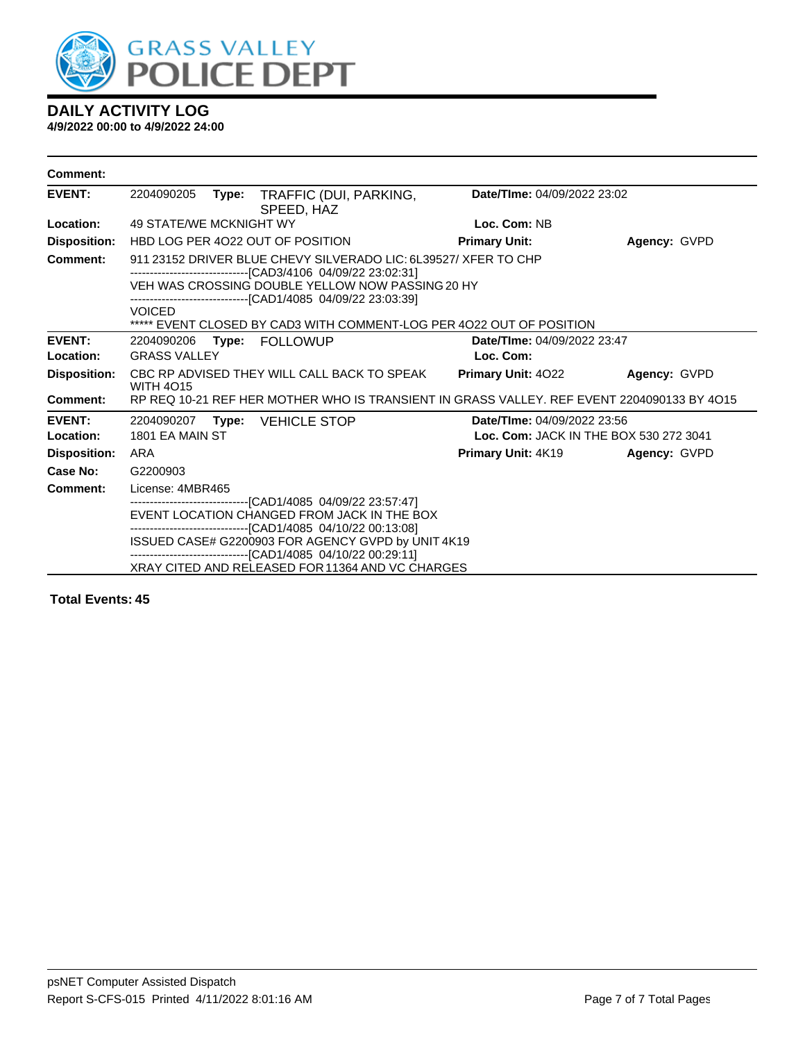GRASS VALLEY POLICE DEPT

## DAILY ACTIVITY LOG

**4/9/2022 00:00 to 4/9/2022 24:00**

**Comment:**

**EVENT:** 2204090205 **Type:** TRAFFIC (DUI, PARKING, SPEED, HAZ) **Date/TIme:** 04/09/2022 23:02
**Location:** 49 STATE/WE MCKNIGHT WY **Loc. Com:** NB
**Disposition:** HBD LOG PER 4O22 OUT OF POSITION **Primary Unit:** **Agency:** GVPD
**Comment:** 911 23152 DRIVER BLUE CHEVY SILVERADO LIC: 6L39527/ XFER TO CHP
------------------------------[CAD3/4106 04/09/22 23:02:31]
VEH WAS CROSSING DOUBLE YELLOW NOW PASSING 20 HY
------------------------------[CAD1/4085 04/09/22 23:03:39]
VOICED
***** EVENT CLOSED BY CAD3 WITH COMMENT-LOG PER 4O22 OUT OF POSITION

**EVENT:** 2204090206 **Type:** FOLLOWUP **Date/TIme:** 04/09/2022 23:47
**Location:** GRASS VALLEY **Loc. Com:**
**Disposition:** CBC RP ADVISED THEY WILL CALL BACK TO SPEAK WITH 4O15 **Primary Unit:** 4O22 **Agency:** GVPD
**Comment:** RP REQ 10-21 REF HER MOTHER WHO IS TRANSIENT IN GRASS VALLEY. REF EVENT 2204090133 BY 4O15

**EVENT:** 2204090207 **Type:** VEHICLE STOP **Date/TIme:** 04/09/2022 23:56
**Location:** 1801 EA MAIN ST **Loc. Com:** JACK IN THE BOX 530 272 3041
**Disposition:** ARA **Primary Unit:** 4K19 **Agency:** GVPD
**Case No:** G2200903
**Comment:** License: 4MBR465
------------------------------[CAD1/4085 04/09/22 23:57:47]
EVENT LOCATION CHANGED FROM JACK IN THE BOX
------------------------------[CAD1/4085 04/10/22 00:13:08]
ISSUED CASE# G2200903 FOR AGENCY GVPD by UNIT 4K19
------------------------------[CAD1/4085 04/10/22 00:29:11]
XRAY CITED AND RELEASED FOR 11364 AND VC CHARGES

**Total Events: 45**

psNET Computer Assisted Dispatch
Report S-CFS-015 Printed 4/11/2022 8:01:16 AM